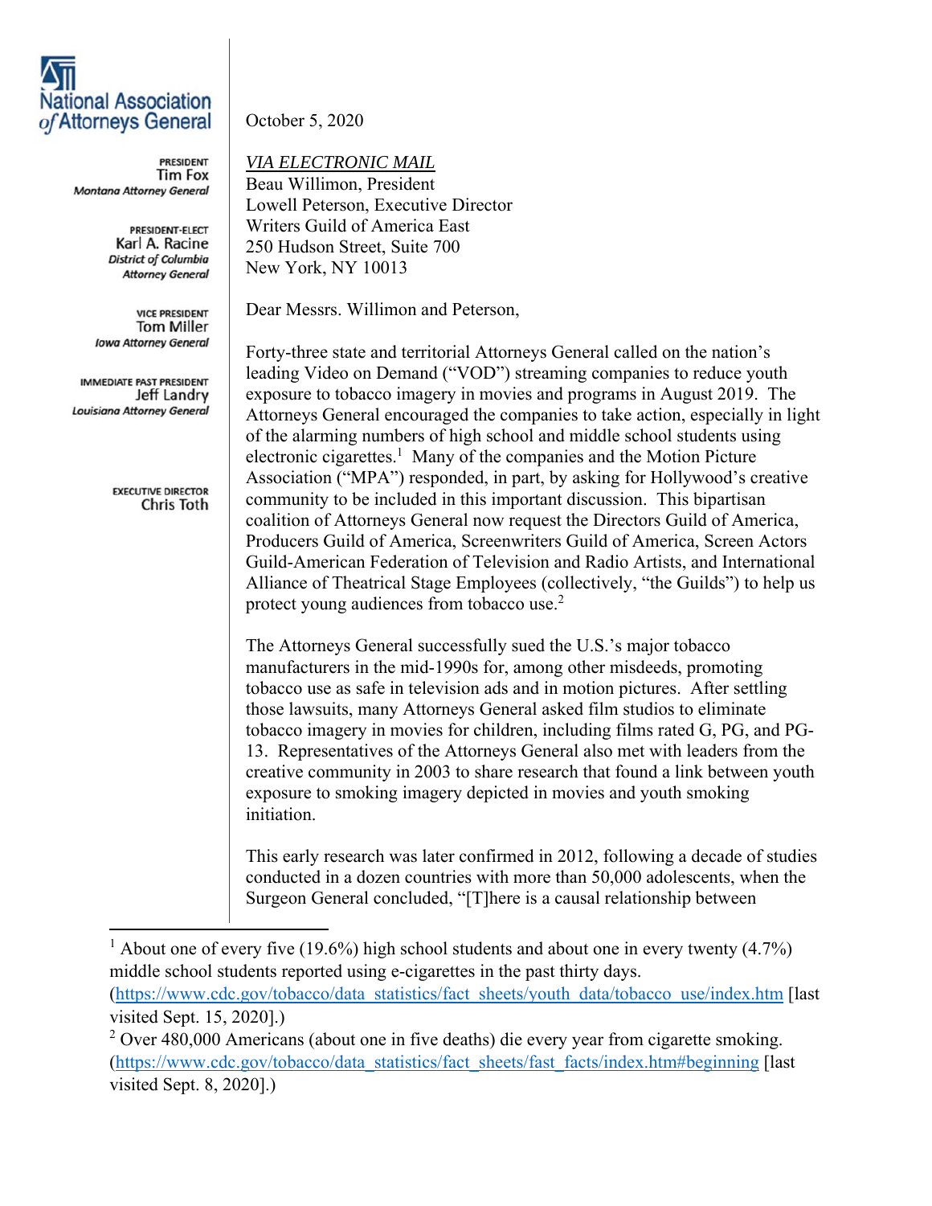National Association of Attorneys General

PRESIDENT
Tim Fox
*Montana Attorney General*

PRESIDENT-ELECT
Karl A. Racine
*District of Columbia Attorney General*

VICE PRESIDENT
Tom Miller
*Iowa Attorney General*

IMMEDIATE PAST PRESIDENT
Jeff Landry
*Louisiana Attorney General*

EXECUTIVE DIRECTOR
Chris Toth

October 5, 2020

*VIA ELECTRONIC MAIL*
Beau Willimon, President
Lowell Peterson, Executive Director
Writers Guild of America East
250 Hudson Street, Suite 700
New York, NY 10013

Dear Messrs. Willimon and Peterson,

Forty-three state and territorial Attorneys General called on the nation's leading Video on Demand ("VOD") streaming companies to reduce youth exposure to tobacco imagery in movies and programs in August 2019. The Attorneys General encouraged the companies to take action, especially in light of the alarming numbers of high school and middle school students using electronic cigarettes.[1] Many of the companies and the Motion Picture Association ("MPA") responded, in part, by asking for Hollywood's creative community to be included in this important discussion. This bipartisan coalition of Attorneys General now request the Directors Guild of America, Producers Guild of America, Screenwriters Guild of America, Screen Actors Guild-American Federation of Television and Radio Artists, and International Alliance of Theatrical Stage Employees (collectively, "the Guilds") to help us protect young audiences from tobacco use.[2]

The Attorneys General successfully sued the U.S.'s major tobacco manufacturers in the mid-1990s for, among other misdeeds, promoting tobacco use as safe in television ads and in motion pictures. After settling those lawsuits, many Attorneys General asked film studios to eliminate tobacco imagery in movies for children, including films rated G, PG, and PG-13. Representatives of the Attorneys General also met with leaders from the creative community in 2003 to share research that found a link between youth exposure to smoking imagery depicted in movies and youth smoking initiation.

This early research was later confirmed in 2012, following a decade of studies conducted in a dozen countries with more than 50,000 adolescents, when the Surgeon General concluded, "[T]here is a causal relationship between

---

[1] About one of every five (19.6%) high school students and about one in every twenty (4.7%) middle school students reported using e-cigarettes in the past thirty days. (https://www.cdc.gov/tobacco/data_statistics/fact_sheets/youth_data/tobacco_use/index.htm [last visited Sept. 15, 2020].)

[2] Over 480,000 Americans (about one in five deaths) die every year from cigarette smoking. (https://www.cdc.gov/tobacco/data_statistics/fact_sheets/fast_facts/index.htm#beginning [last visited Sept. 8, 2020].)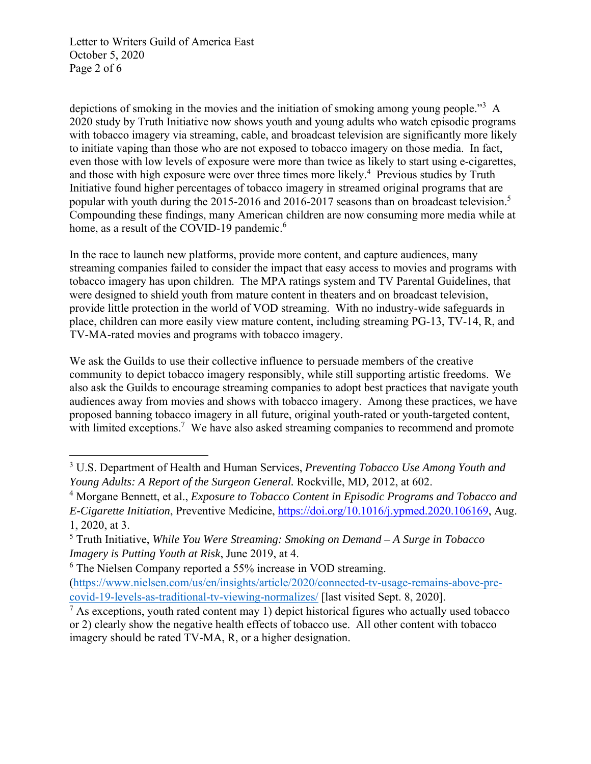depictions of smoking in the movies and the initiation of smoking among young people."[3] A 2020 study by Truth Initiative now shows youth and young adults who watch episodic programs with tobacco imagery via streaming, cable, and broadcast television are significantly more likely to initiate vaping than those who are not exposed to tobacco imagery on those media. In fact, even those with low levels of exposure were more than twice as likely to start using e-cigarettes, and those with high exposure were over three times more likely.[4] Previous studies by Truth Initiative found higher percentages of tobacco imagery in streamed original programs that are popular with youth during the 2015-2016 and 2016-2017 seasons than on broadcast television.[5] Compounding these findings, many American children are now consuming more media while at home, as a result of the COVID-19 pandemic.[6]

In the race to launch new platforms, provide more content, and capture audiences, many streaming companies failed to consider the impact that easy access to movies and programs with tobacco imagery has upon children. The MPA ratings system and TV Parental Guidelines, that were designed to shield youth from mature content in theaters and on broadcast television, provide little protection in the world of VOD streaming. With no industry-wide safeguards in place, children can more easily view mature content, including streaming PG-13, TV-14, R, and TV-MA-rated movies and programs with tobacco imagery.

We ask the Guilds to use their collective influence to persuade members of the creative community to depict tobacco imagery responsibly, while still supporting artistic freedoms. We also ask the Guilds to encourage streaming companies to adopt best practices that navigate youth audiences away from movies and shows with tobacco imagery. Among these practices, we have proposed banning tobacco imagery in all future, original youth-rated or youth-targeted content, with limited exceptions.[7] We have also asked streaming companies to recommend and promote

---

[3] U.S. Department of Health and Human Services, *Preventing Tobacco Use Among Youth and Young Adults: A Report of the Surgeon General.* Rockville, MD, 2012, at 602.

[4] Morgane Bennett, et al., *Exposure to Tobacco Content in Episodic Programs and Tobacco and E-Cigarette Initiation*, Preventive Medicine, https://doi.org/10.1016/j.ypmed.2020.106169, Aug. 1, 2020, at 3.

[5] Truth Initiative, *While You Were Streaming: Smoking on Demand – A Surge in Tobacco Imagery is Putting Youth at Risk*, June 2019, at 4.

[6] The Nielsen Company reported a 55% increase in VOD streaming. (https://www.nielsen.com/us/en/insights/article/2020/connected-tv-usage-remains-above-pre-covid-19-levels-as-traditional-tv-viewing-normalizes/ [last visited Sept. 8, 2020].

[7] As exceptions, youth rated content may 1) depict historical figures who actually used tobacco or 2) clearly show the negative health effects of tobacco use. All other content with tobacco imagery should be rated TV-MA, R, or a higher designation.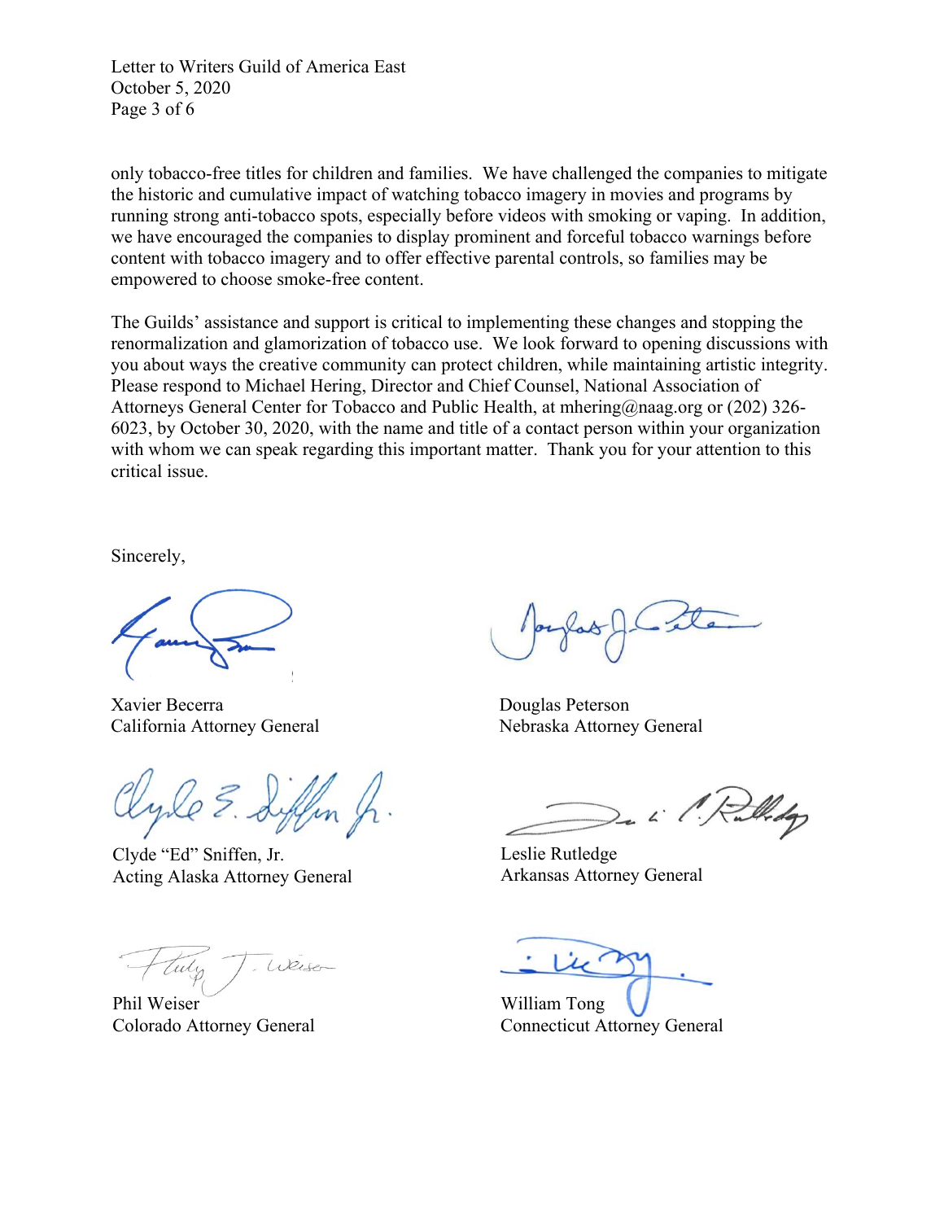only tobacco-free titles for children and families. We have challenged the companies to mitigate the historic and cumulative impact of watching tobacco imagery in movies and programs by running strong anti-tobacco spots, especially before videos with smoking or vaping. In addition, we have encouraged the companies to display prominent and forceful tobacco warnings before content with tobacco imagery and to offer effective parental controls, so families may be empowered to choose smoke-free content.

The Guilds' assistance and support is critical to implementing these changes and stopping the renormalization and glamorization of tobacco use. We look forward to opening discussions with you about ways the creative community can protect children, while maintaining artistic integrity. Please respond to Michael Hering, Director and Chief Counsel, National Association of Attorneys General Center for Tobacco and Public Health, at mhering@naag.org or (202) 326-6023, by October 30, 2020, with the name and title of a contact person within your organization with whom we can speak regarding this important matter. Thank you for your attention to this critical issue.

Sincerely,

Xavier Becerra
California Attorney General

Douglas Peterson
Nebraska Attorney General

Clyde "Ed" Sniffen, Jr.
Acting Alaska Attorney General

Leslie Rutledge
Arkansas Attorney General

Phil Weiser
Colorado Attorney General

William Tong
Connecticut Attorney General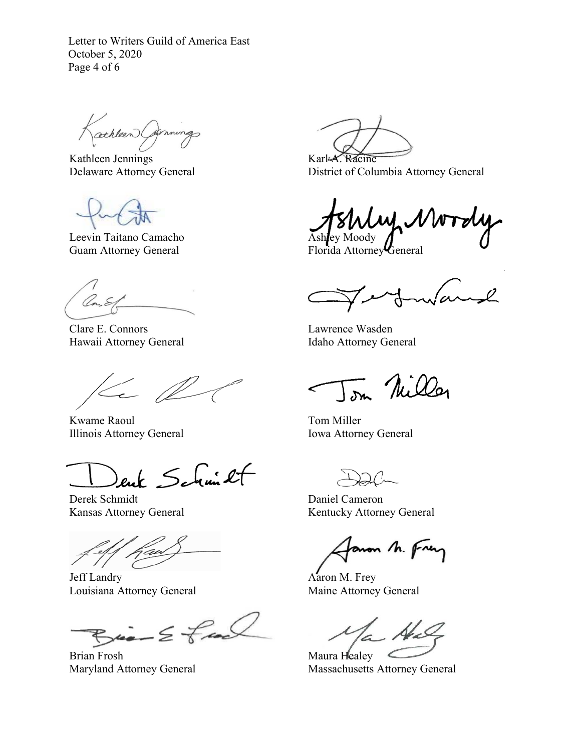Kathleen Jennings
Delaware Attorney General

Karl A. Racine
District of Columbia Attorney General

Leevin Taitano Camacho
Guam Attorney General

Ashley Moody
Florida Attorney General

Clare E. Connors
Hawaii Attorney General

Lawrence Wasden
Idaho Attorney General

Kwame Raoul
Illinois Attorney General

Tom Miller
Iowa Attorney General

Derek Schmidt
Kansas Attorney General

Daniel Cameron
Kentucky Attorney General

Jeff Landry
Louisiana Attorney General

Aaron M. Frey
Maine Attorney General

Brian Frosh
Maryland Attorney General

Maura Healey
Massachusetts Attorney General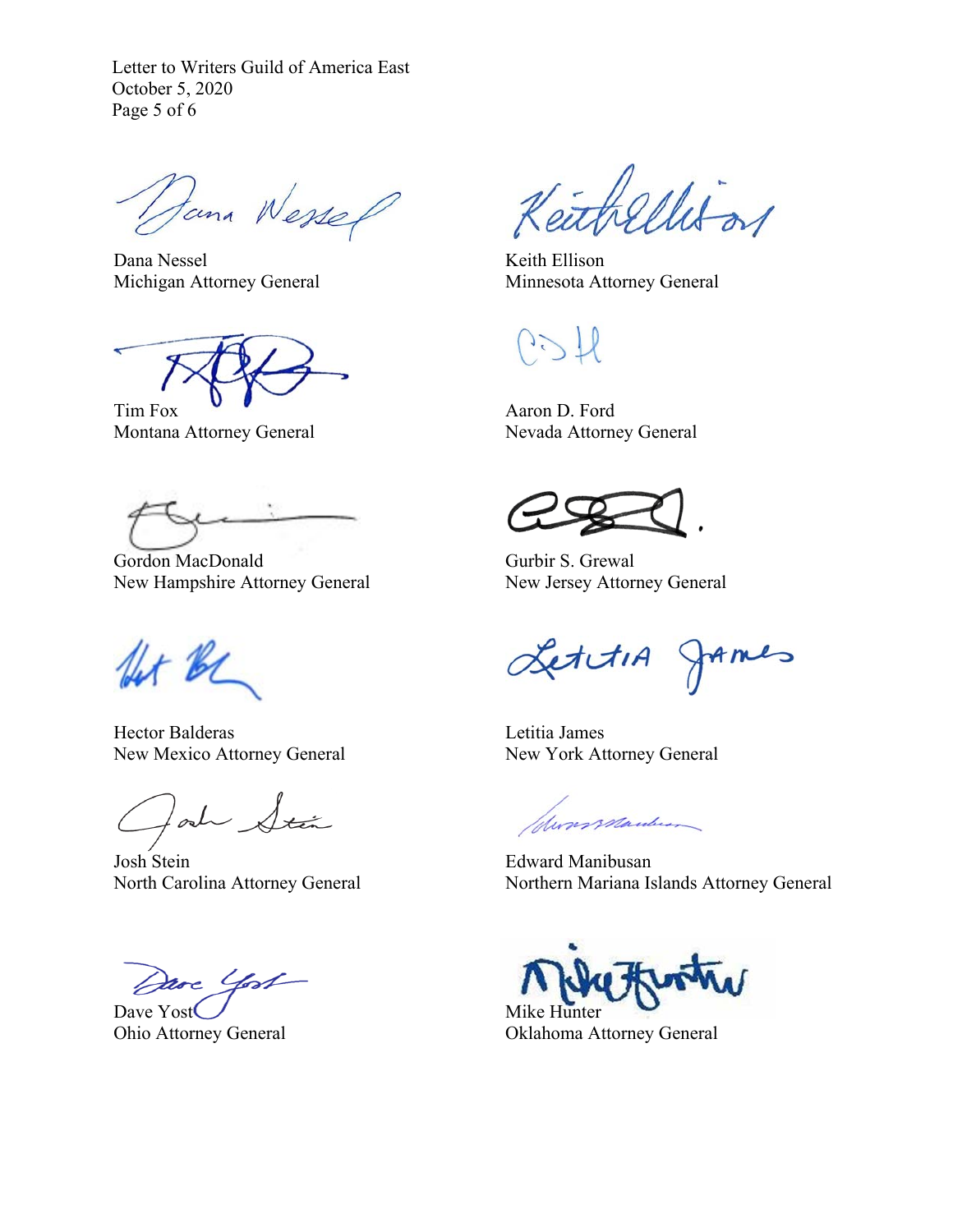Dana Nessel
Michigan Attorney General

Keith Ellison
Minnesota Attorney General

Tim Fox
Montana Attorney General

Aaron D. Ford
Nevada Attorney General

Gordon MacDonald
New Hampshire Attorney General

Gurbir S. Grewal
New Jersey Attorney General

Hector Balderas
New Mexico Attorney General

Letitia James
New York Attorney General

Josh Stein
North Carolina Attorney General

Edward Manibusan
Northern Mariana Islands Attorney General

Dave Yost
Ohio Attorney General

Mike Hunter
Oklahoma Attorney General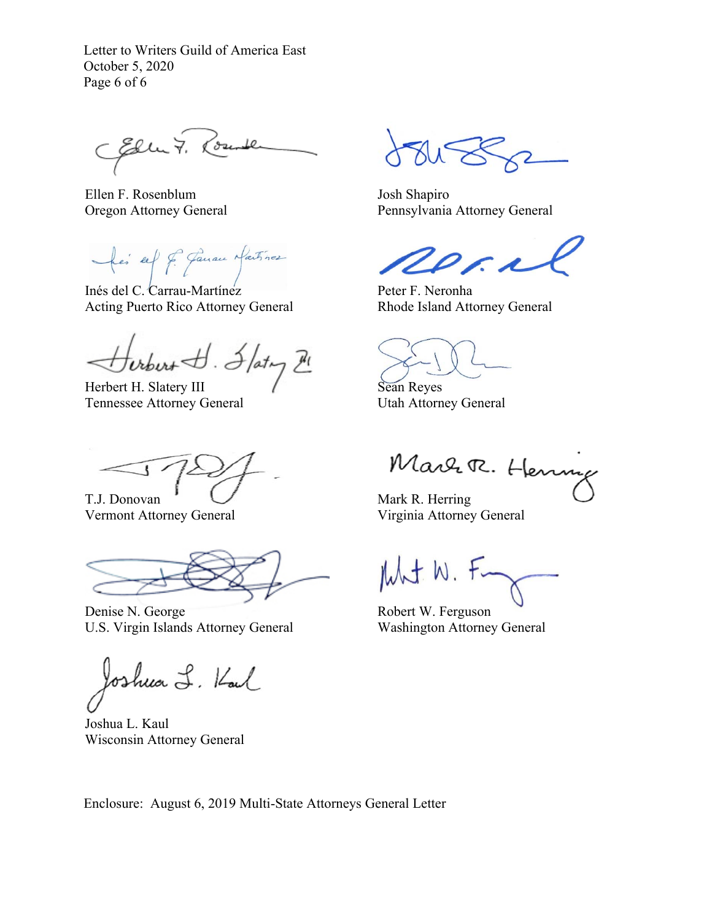Letter to Writers Guild of America East
October 5, 2020

Ellen F. Rosenblum
Oregon Attorney General

Josh Shapiro
Pennsylvania Attorney General

Inés del C. Carrau-Martínez
Acting Puerto Rico Attorney General

Peter F. Neronha
Rhode Island Attorney General

Herbert H. Slatery III
Tennessee Attorney General

Sean Reyes
Utah Attorney General

T.J. Donovan
Vermont Attorney General

Mark R. Herring
Virginia Attorney General

Denise N. George
U.S. Virgin Islands Attorney General

Robert W. Ferguson
Washington Attorney General

Joshua L. Kaul
Wisconsin Attorney General

Enclosure: August 6, 2019 Multi-State Attorneys General Letter